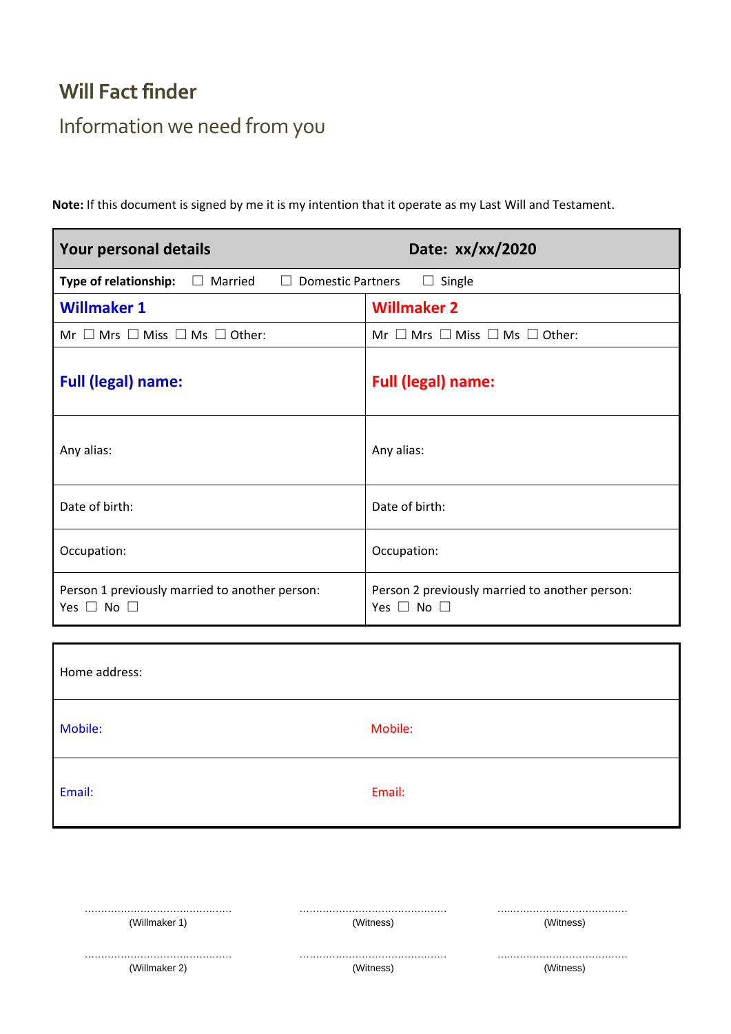# Will Fact finder

## Information we need from you

**Note:** If this document is signed by me it is my intention that it operate as my Last Will and Testament.

| **Your personal details** | **Date: xx/xx/2020** |
|---|---|
| **Type of relationship:** ☐ Married ☐ Domestic Partners ☐ Single | |
| **Willmaker 1** | **Willmaker 2** |
| Mr ☐ Mrs ☐ Miss ☐ Ms ☐ Other: | Mr ☐ Mrs ☐ Miss ☐ Ms ☐ Other: |
| **Full (legal) name:** | **Full (legal) name:** |
| Any alias: | Any alias: |
| Date of birth: | Date of birth: |
| Occupation: | Occupation: |
| Person 1 previously married to another person: Yes ☐ No ☐ | Person 2 previously married to another person: Yes ☐ No ☐ |

| Home address: | |
|---|---|
| Mobile: | Mobile: |
| Email: | Email: |

| | | |
|---|---|---|
| ............................................ (Willmaker 1) | ............................................ (Witness) | ........................................ (Witness) |
| ............................................ (Willmaker 2) | ............................................ (Witness) | ........................................ (Witness) |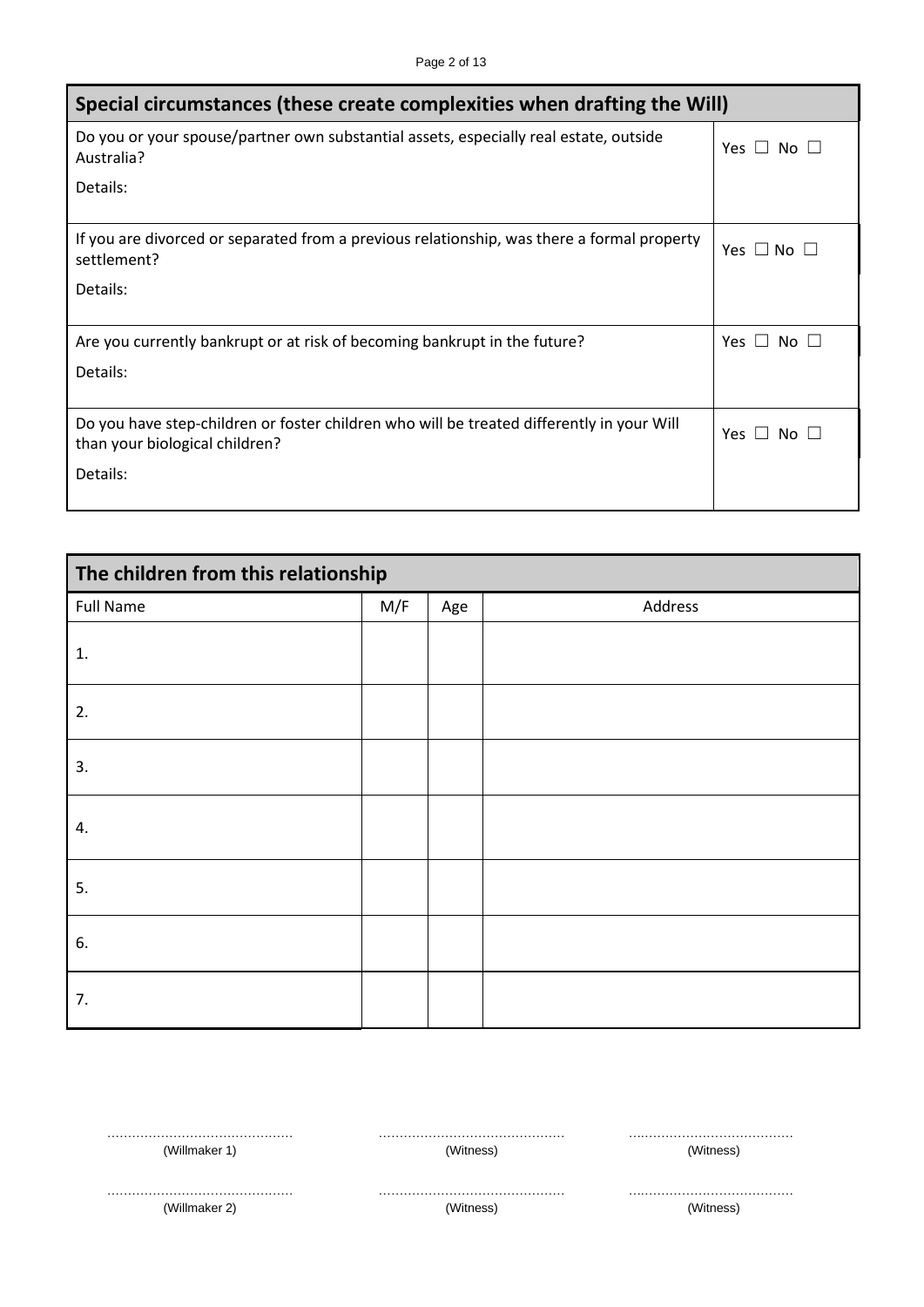| Special circumstances (these create complexities when drafting the Will) | |
|---|---|
| Do you or your spouse/partner own substantial assets, especially real estate, outside Australia?<br><br>Details: | Yes ☐ No ☐ |
| If you are divorced or separated from a previous relationship, was there a formal property settlement?<br><br>Details: | Yes ☐ No ☐ |
| Are you currently bankrupt or at risk of becoming bankrupt in the future?<br><br>Details: | Yes ☐ No ☐ |
| Do you have step-children or foster children who will be treated differently in your Will than your biological children?<br><br>Details: | Yes ☐ No ☐ |

| The children from this relationship | | | |
|---|---|---|---|
| Full Name | M/F | Age | Address |
| 1. | | | |
| 2. | | | |
| 3. | | | |
| 4. | | | |
| 5. | | | |
| 6. | | | |
| 7. | | | |

| | | |
|---|---|---|
| ……………………………………<br>(Willmaker 1) | ……………………………………<br>(Witness) | ……………………………………<br>(Witness) |
| ……………………………………<br>(Willmaker 2) | ……………………………………<br>(Witness) | ……………………………………<br>(Witness) |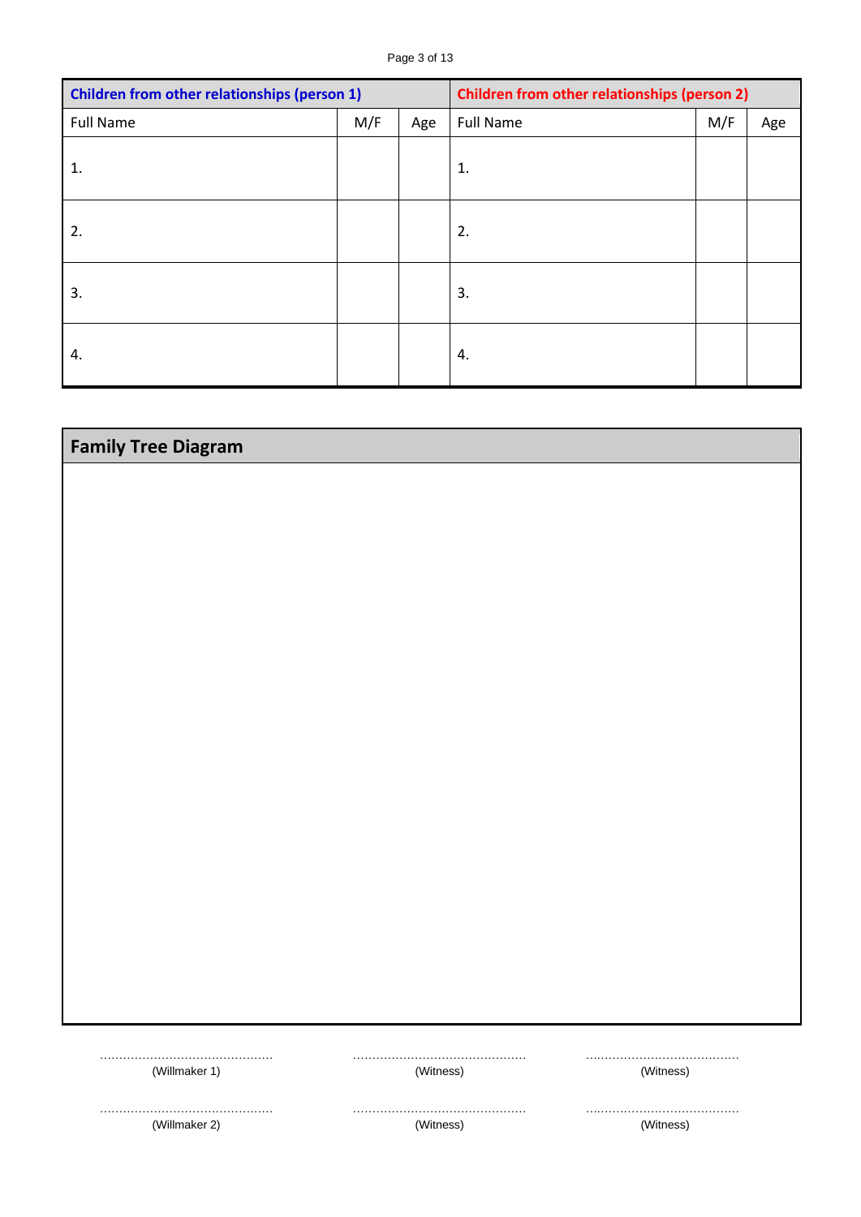| Children from other relationships (person 1) | | | Children from other relationships (person 2) | | |
|---|---|---|---|---|---|
| Full Name | M/F | Age | Full Name | M/F | Age |
| 1. | | | 1. | | |
| 2. | | | 2. | | |
| 3. | | | 3. | | |
| 4. | | | 4. | | |

## Family Tree Diagram

| | | |
|---|---|---|
| ………………………………………… | ………………………………………… | ………………………………… |
| (Willmaker 1) | (Witness) | (Witness) |
| ………………………………………… | ………………………………………… | ………………………………… |
| (Willmaker 2) | (Witness) | (Witness) |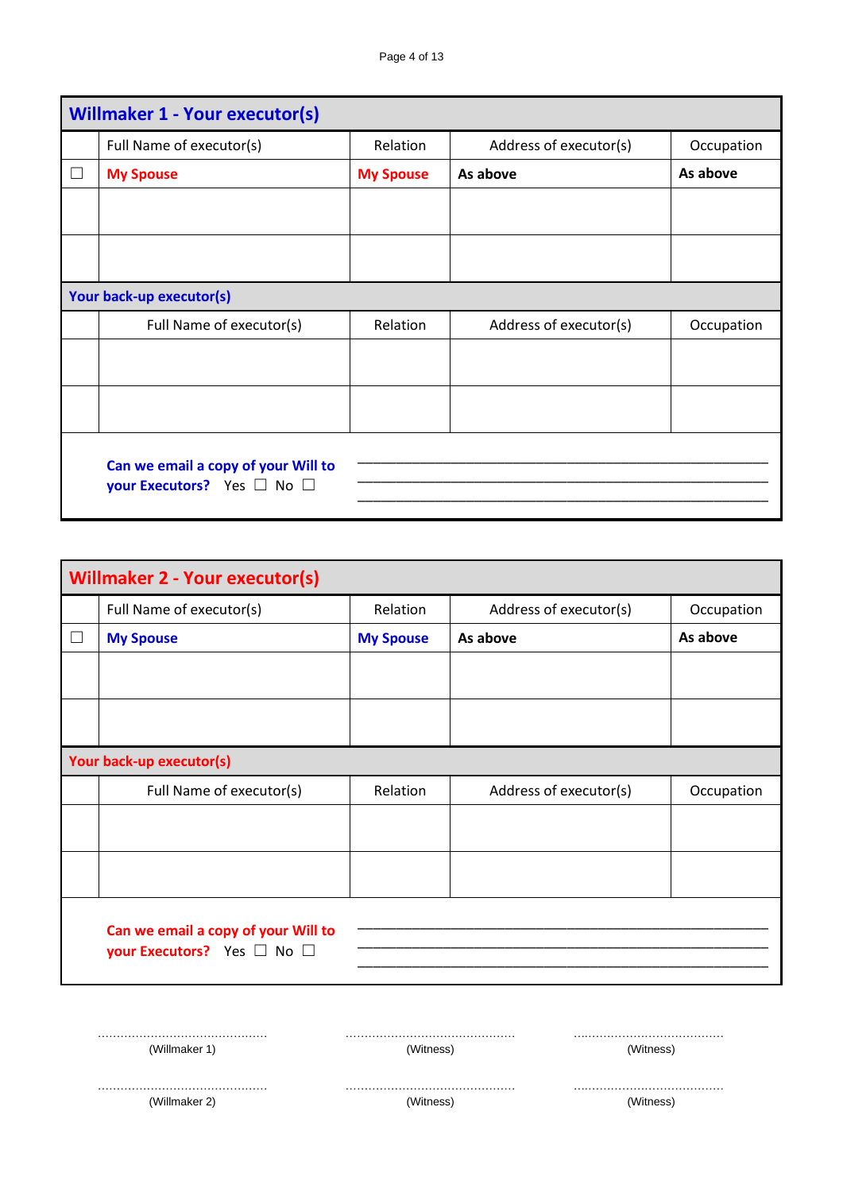## Willmaker 1 - Your executor(s)

| | Full Name of executor(s) | Relation | Address of executor(s) | Occupation |
|---|---|---|---|---|
| ☐ | **My Spouse** | **My Spouse** | **As above** | **As above** |
| | | | | |
| | | | | |

**Your back-up executor(s)**

| | Full Name of executor(s) | Relation | Address of executor(s) | Occupation |
|---|---|---|---|---|
| | | | | |
| | | | | |

**Can we email a copy of your Will to your Executors?** Yes ☐ No ☐

\_\_\_\_\_\_\_\_\_\_\_\_\_\_\_\_\_\_\_\_\_\_\_\_\_\_\_\_\_\_\_\_\_\_\_\_\_\_\_\_\_\_\_\_\_\_\_\_\_\_
\_\_\_\_\_\_\_\_\_\_\_\_\_\_\_\_\_\_\_\_\_\_\_\_\_\_\_\_\_\_\_\_\_\_\_\_\_\_\_\_\_\_\_\_\_\_\_\_\_\_
\_\_\_\_\_\_\_\_\_\_\_\_\_\_\_\_\_\_\_\_\_\_\_\_\_\_\_\_\_\_\_\_\_\_\_\_\_\_\_\_\_\_\_\_\_\_\_\_\_\_

## Willmaker 2 - Your executor(s)

| | Full Name of executor(s) | Relation | Address of executor(s) | Occupation |
|---|---|---|---|---|
| ☐ | **My Spouse** | **My Spouse** | **As above** | **As above** |
| | | | | |
| | | | | |

**Your back-up executor(s)**

| | Full Name of executor(s) | Relation | Address of executor(s) | Occupation |
|---|---|---|---|---|
| | | | | |
| | | | | |

**Can we email a copy of your Will to your Executors?** Yes ☐ No ☐

\_\_\_\_\_\_\_\_\_\_\_\_\_\_\_\_\_\_\_\_\_\_\_\_\_\_\_\_\_\_\_\_\_\_\_\_\_\_\_\_\_\_\_\_\_\_\_\_\_\_
\_\_\_\_\_\_\_\_\_\_\_\_\_\_\_\_\_\_\_\_\_\_\_\_\_\_\_\_\_\_\_\_\_\_\_\_\_\_\_\_\_\_\_\_\_\_\_\_\_\_
\_\_\_\_\_\_\_\_\_\_\_\_\_\_\_\_\_\_\_\_\_\_\_\_\_\_\_\_\_\_\_\_\_\_\_\_\_\_\_\_\_\_\_\_\_\_\_\_\_\_

| | | |
|---|---|---|
| ............................................ | ............................................ | ......................................... |
| (Willmaker 1) | (Witness) | (Witness) |
| ............................................ | ............................................ | ......................................... |
| (Willmaker 2) | (Witness) | (Witness) |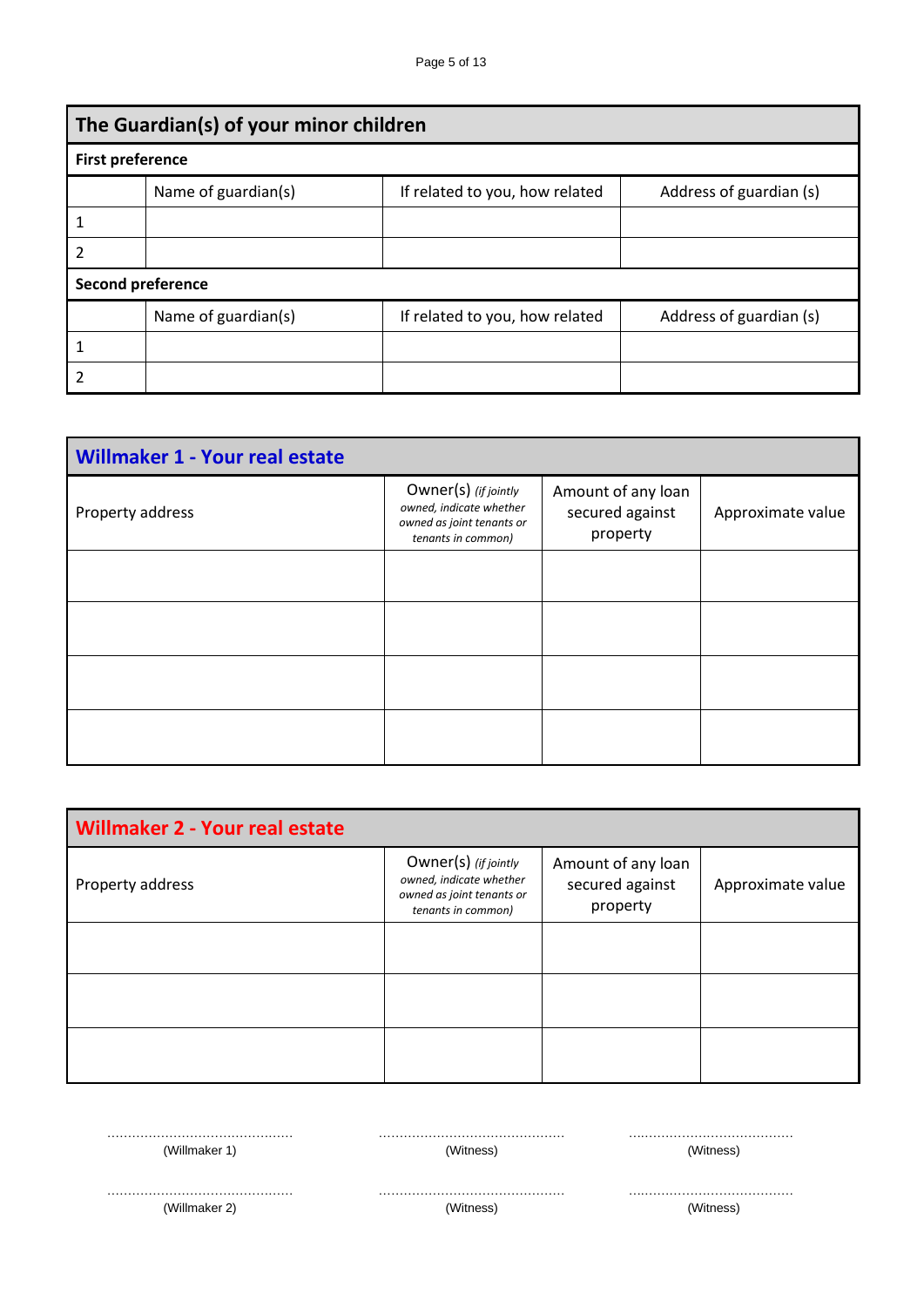## The Guardian(s) of your minor children

**First preference**

| | Name of guardian(s) | If related to you, how related | Address of guardian (s) |
|---|---|---|---|
| 1 | | | |
| 2 | | | |

**Second preference**

| | Name of guardian(s) | If related to you, how related | Address of guardian (s) |
|---|---|---|---|
| 1 | | | |
| 2 | | | |

## Willmaker 1 - Your real estate

| Property address | Owner(s) *(if jointly owned, indicate whether owned as joint tenants or tenants in common)* | Amount of any loan secured against property | Approximate value |
|---|---|---|---|
| | | | |
| | | | |
| | | | |
| | | | |

## Willmaker 2 - Your real estate

| Property address | Owner(s) *(if jointly owned, indicate whether owned as joint tenants or tenants in common)* | Amount of any loan secured against property | Approximate value |
|---|---|---|---|
| | | | |
| | | | |
| | | | |

| | | |
|---|---|---|
| ............................................ (Willmaker 1) | ............................................ (Witness) | ........................................ (Witness) |
| ............................................ (Willmaker 2) | ............................................ (Witness) | ........................................ (Witness) |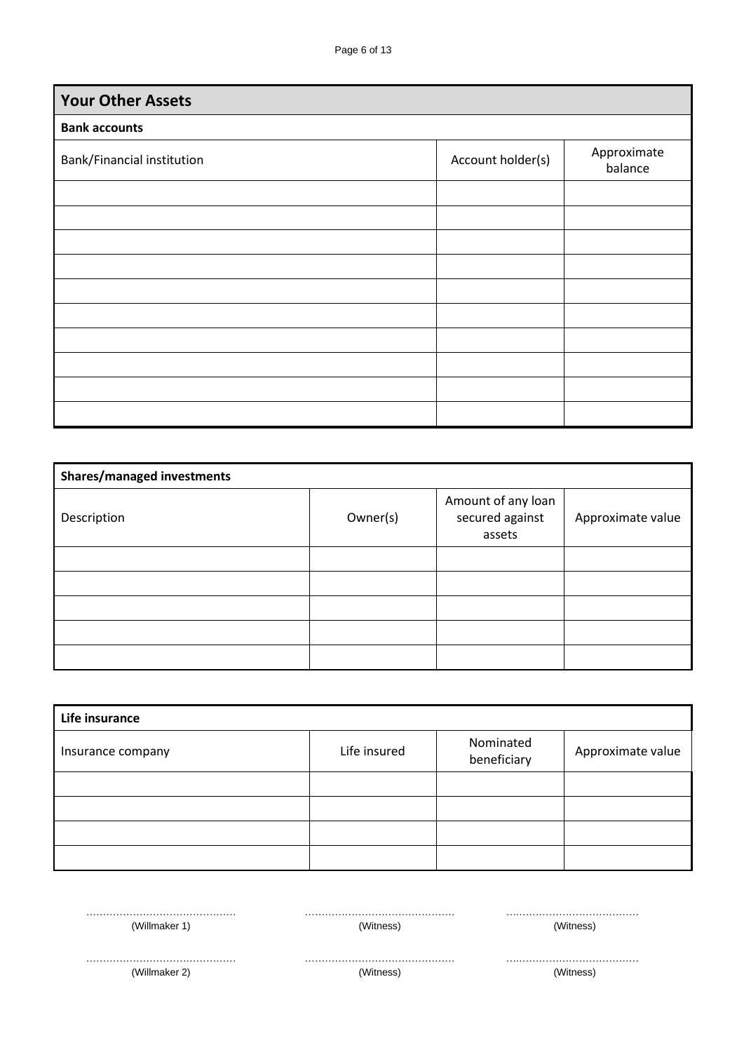## Your Other Assets

### Bank accounts

| Bank/Financial institution | Account holder(s) | Approximate balance |
|---|---|---|
| | | |
| | | |
| | | |
| | | |
| | | |
| | | |
| | | |
| | | |
| | | |
| | | |

### Shares/managed investments

| Description | Owner(s) | Amount of any loan secured against assets | Approximate value |
|---|---|---|---|
| | | | |
| | | | |
| | | | |
| | | | |
| | | | |

### Life insurance

| Insurance company | Life insured | Nominated beneficiary | Approximate value |
|---|---|---|---|
| | | | |
| | | | |
| | | | |
| | | | |

| | | |
|---|---|---|
| ……………………………………… (Willmaker 1) | ……………………………………… (Witness) | ……………………………………… (Witness) |
| ……………………………………… (Willmaker 2) | ……………………………………… (Witness) | ……………………………………… (Witness) |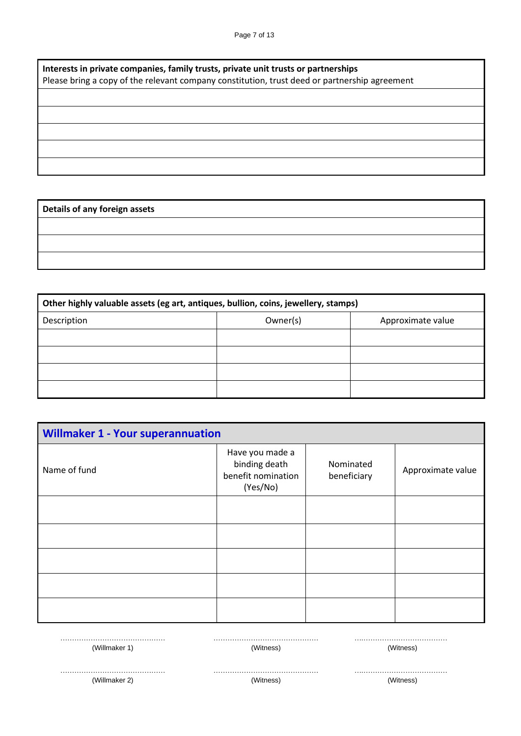| **Interests in private companies, family trusts, private unit trusts or partnerships**<br>Please bring a copy of the relevant company constitution, trust deed or partnership agreement |
|---|
| |
| |
| |
| |
| |

| **Details of any foreign assets** |
|---|
| |
| |
| |

| **Other highly valuable assets (eg art, antiques, bullion, coins, jewellery, stamps)** | | |
|---|---|---|
| Description | Owner(s) | Approximate value |
| | | |
| | | |
| | | |
| | | |

## Willmaker 1 - Your superannuation

| Name of fund | Have you made a binding death benefit nomination (Yes/No) | Nominated beneficiary | Approximate value |
|---|---|---|---|
| | | | |
| | | | |
| | | | |
| | | | |
| | | | |

| | | |
|---|---|---|
| ............................................ (Willmaker 1) | ............................................ (Witness) | ........................................ (Witness) |
| ............................................ (Willmaker 2) | ............................................ (Witness) | ........................................ (Witness) |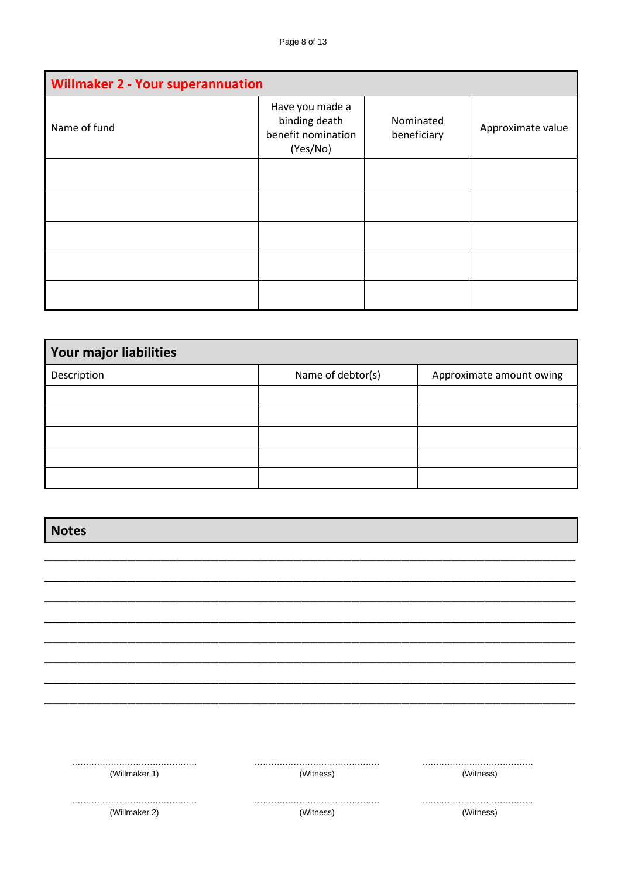## Willmaker 2 - Your superannuation

| Name of fund | Have you made a binding death benefit nomination (Yes/No) | Nominated beneficiary | Approximate value |
|---|---|---|---|
| | | | |
| | | | |
| | | | |
| | | | |
| | | | |

## Your major liabilities

| Description | Name of debtor(s) | Approximate amount owing |
|---|---|---|
| | | |
| | | |
| | | |
| | | |
| | | |

## Notes

\_\_\_\_\_\_\_\_\_\_\_\_\_\_\_\_\_\_\_\_\_\_\_\_\_\_\_\_\_\_\_\_\_\_\_\_\_\_\_\_\_\_\_\_\_\_\_\_\_\_\_\_\_\_\_\_\_\_\_\_\_\_\_\_\_\_\_\_\_\_\_\_

\_\_\_\_\_\_\_\_\_\_\_\_\_\_\_\_\_\_\_\_\_\_\_\_\_\_\_\_\_\_\_\_\_\_\_\_\_\_\_\_\_\_\_\_\_\_\_\_\_\_\_\_\_\_\_\_\_\_\_\_\_\_\_\_\_\_\_\_\_\_\_\_

\_\_\_\_\_\_\_\_\_\_\_\_\_\_\_\_\_\_\_\_\_\_\_\_\_\_\_\_\_\_\_\_\_\_\_\_\_\_\_\_\_\_\_\_\_\_\_\_\_\_\_\_\_\_\_\_\_\_\_\_\_\_\_\_\_\_\_\_\_\_\_\_

\_\_\_\_\_\_\_\_\_\_\_\_\_\_\_\_\_\_\_\_\_\_\_\_\_\_\_\_\_\_\_\_\_\_\_\_\_\_\_\_\_\_\_\_\_\_\_\_\_\_\_\_\_\_\_\_\_\_\_\_\_\_\_\_\_\_\_\_\_\_\_\_

\_\_\_\_\_\_\_\_\_\_\_\_\_\_\_\_\_\_\_\_\_\_\_\_\_\_\_\_\_\_\_\_\_\_\_\_\_\_\_\_\_\_\_\_\_\_\_\_\_\_\_\_\_\_\_\_\_\_\_\_\_\_\_\_\_\_\_\_\_\_\_\_

\_\_\_\_\_\_\_\_\_\_\_\_\_\_\_\_\_\_\_\_\_\_\_\_\_\_\_\_\_\_\_\_\_\_\_\_\_\_\_\_\_\_\_\_\_\_\_\_\_\_\_\_\_\_\_\_\_\_\_\_\_\_\_\_\_\_\_\_\_\_\_\_

\_\_\_\_\_\_\_\_\_\_\_\_\_\_\_\_\_\_\_\_\_\_\_\_\_\_\_\_\_\_\_\_\_\_\_\_\_\_\_\_\_\_\_\_\_\_\_\_\_\_\_\_\_\_\_\_\_\_\_\_\_\_\_\_\_\_\_\_\_\_\_\_

\_\_\_\_\_\_\_\_\_\_\_\_\_\_\_\_\_\_\_\_\_\_\_\_\_\_\_\_\_\_\_\_\_\_\_\_\_\_\_\_\_\_\_\_\_\_\_\_\_\_\_\_\_\_\_\_\_\_\_\_\_\_\_\_\_\_\_\_\_\_\_\_

| | | |
|---|---|---|
| ............................................ | ............................................ | ........................................ |
| (Willmaker 1) | (Witness) | (Witness) |
| ............................................ | ............................................ | ........................................ |
| (Willmaker 2) | (Witness) | (Witness) |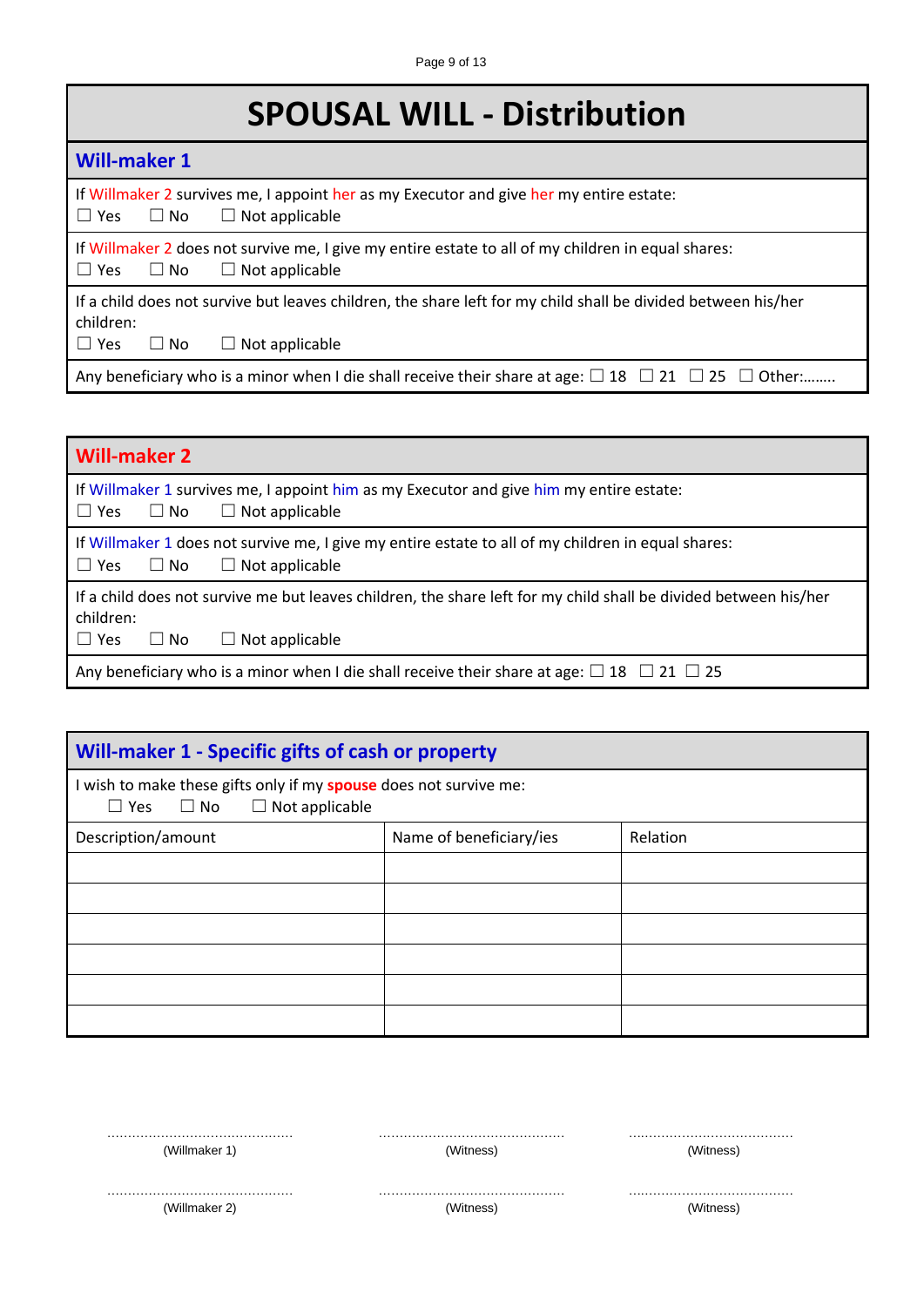# SPOUSAL WILL - Distribution

## Will-maker 1

If Willmaker 2 survives me, I appoint her as my Executor and give her my entire estate:
☐ Yes ☐ No ☐ Not applicable

If Willmaker 2 does not survive me, I give my entire estate to all of my children in equal shares:
☐ Yes ☐ No ☐ Not applicable

If a child does not survive but leaves children, the share left for my child shall be divided between his/her children:
☐ Yes ☐ No ☐ Not applicable

Any beneficiary who is a minor when I die shall receive their share at age: ☐ 18 ☐ 21 ☐ 25 ☐ Other:……..

## Will-maker 2

If Willmaker 1 survives me, I appoint him as my Executor and give him my entire estate:
☐ Yes ☐ No ☐ Not applicable

If Willmaker 1 does not survive me, I give my entire estate to all of my children in equal shares:
☐ Yes ☐ No ☐ Not applicable

If a child does not survive me but leaves children, the share left for my child shall be divided between his/her children:
☐ Yes ☐ No ☐ Not applicable

Any beneficiary who is a minor when I die shall receive their share at age: ☐ 18 ☐ 21 ☐ 25

## Will-maker 1 - Specific gifts of cash or property

I wish to make these gifts only if my **spouse** does not survive me:
☐ Yes ☐ No ☐ Not applicable

| Description/amount | Name of beneficiary/ies | Relation |
|---|---|---|
| | | |
| | | |
| | | |
| | | |
| | | |
| | | |

……………………………………… (Willmaker 1)     ……………………………………… (Witness)     ………………………………… (Witness)

……………………………………… (Willmaker 2)     ……………………………………… (Witness)     ………………………………… (Witness)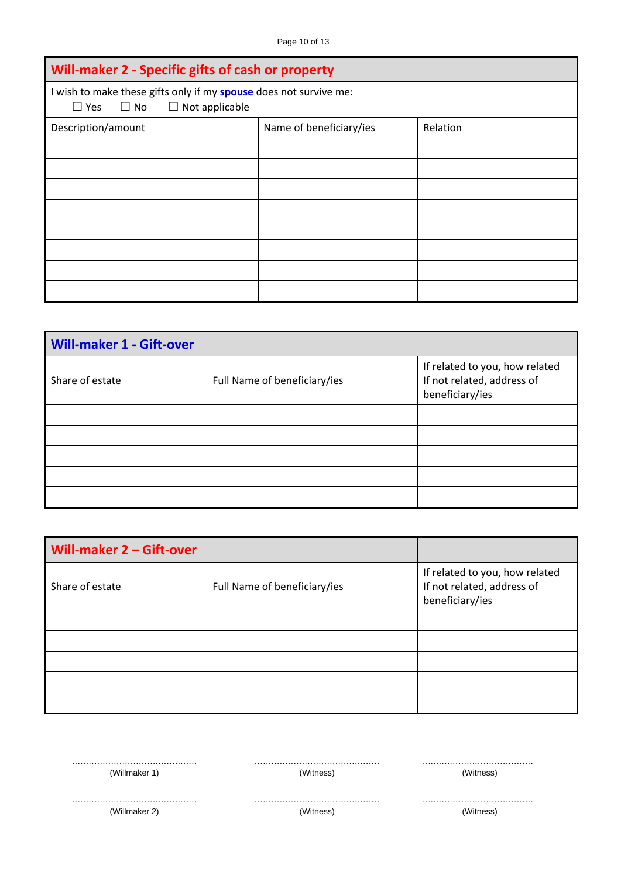## Will-maker 2 - Specific gifts of cash or property

I wish to make these gifts only if my **spouse** does not survive me:

☐ Yes ☐ No ☐ Not applicable

| Description/amount | Name of beneficiary/ies | Relation |
|---|---|---|
| | | |
| | | |
| | | |
| | | |
| | | |
| | | |
| | | |
| | | |

## Will-maker 1 - Gift-over

| Share of estate | Full Name of beneficiary/ies | If related to you, how related If not related, address of beneficiary/ies |
|---|---|---|
| | | |
| | | |
| | | |
| | | |
| | | |

## Will-maker 2 – Gift-over

| Share of estate | Full Name of beneficiary/ies | If related to you, how related If not related, address of beneficiary/ies |
|---|---|---|
| | | |
| | | |
| | | |
| | | |
| | | |

| | | |
|---|---|---|
| ............................................. (Willmaker 1) | ............................................. (Witness) | ........................................ (Witness) |
| ............................................. (Willmaker 2) | ............................................. (Witness) | ........................................ (Witness) |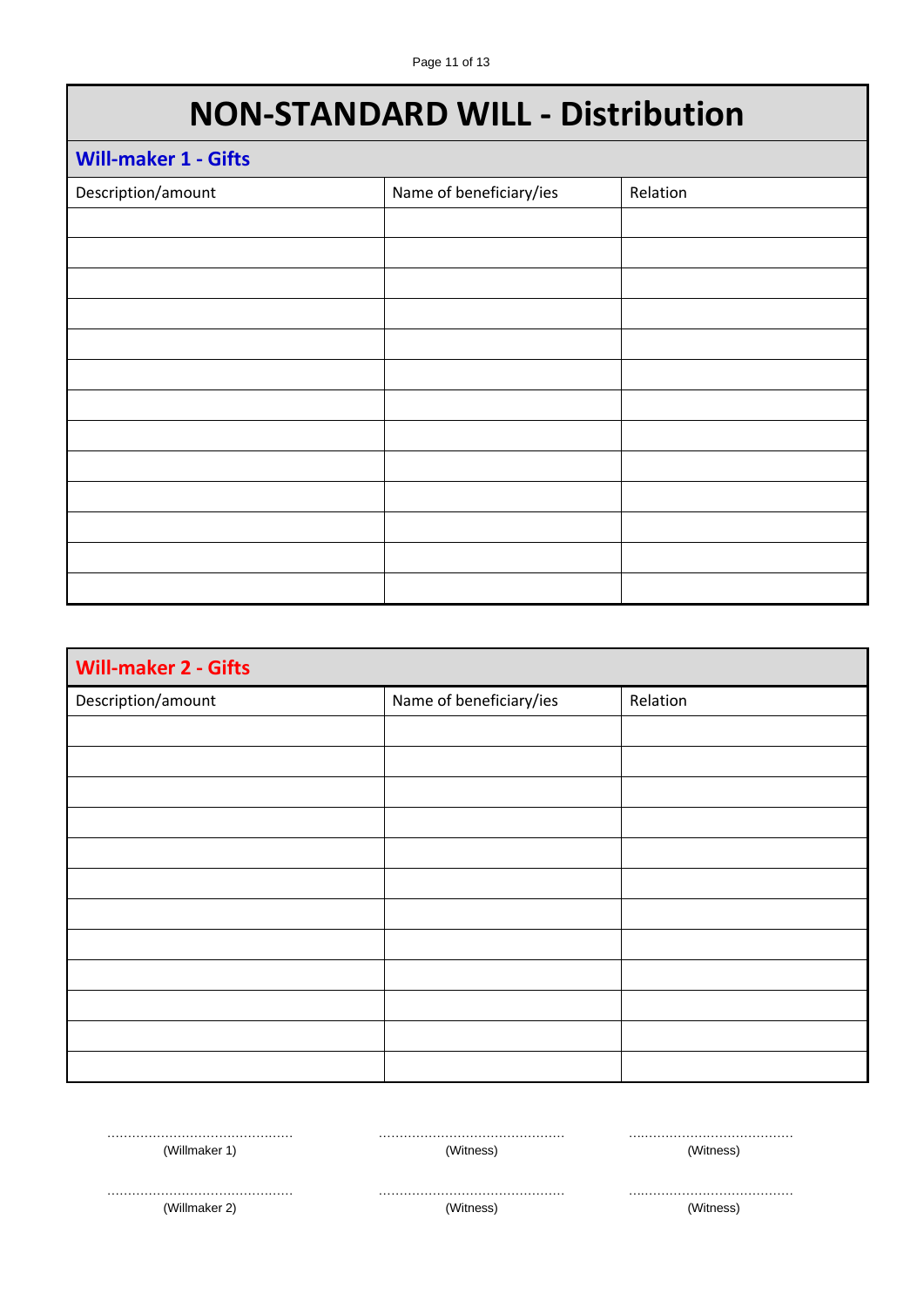# NON-STANDARD WILL - Distribution

## Will-maker 1 - Gifts

| Description/amount | Name of beneficiary/ies | Relation |
|---|---|---|
| | | |
| | | |
| | | |
| | | |
| | | |
| | | |
| | | |
| | | |
| | | |
| | | |
| | | |
| | | |
| | | |

## Will-maker 2 - Gifts

| Description/amount | Name of beneficiary/ies | Relation |
|---|---|---|
| | | |
| | | |
| | | |
| | | |
| | | |
| | | |
| | | |
| | | |
| | | |
| | | |
| | | |
| | | |

| | | |
|---|---|---|
| ……………………………………… (Willmaker 1) | ……………………………………… (Witness) | ………………………………… (Witness) |
| ……………………………………… (Willmaker 2) | ……………………………………… (Witness) | ………………………………… (Witness) |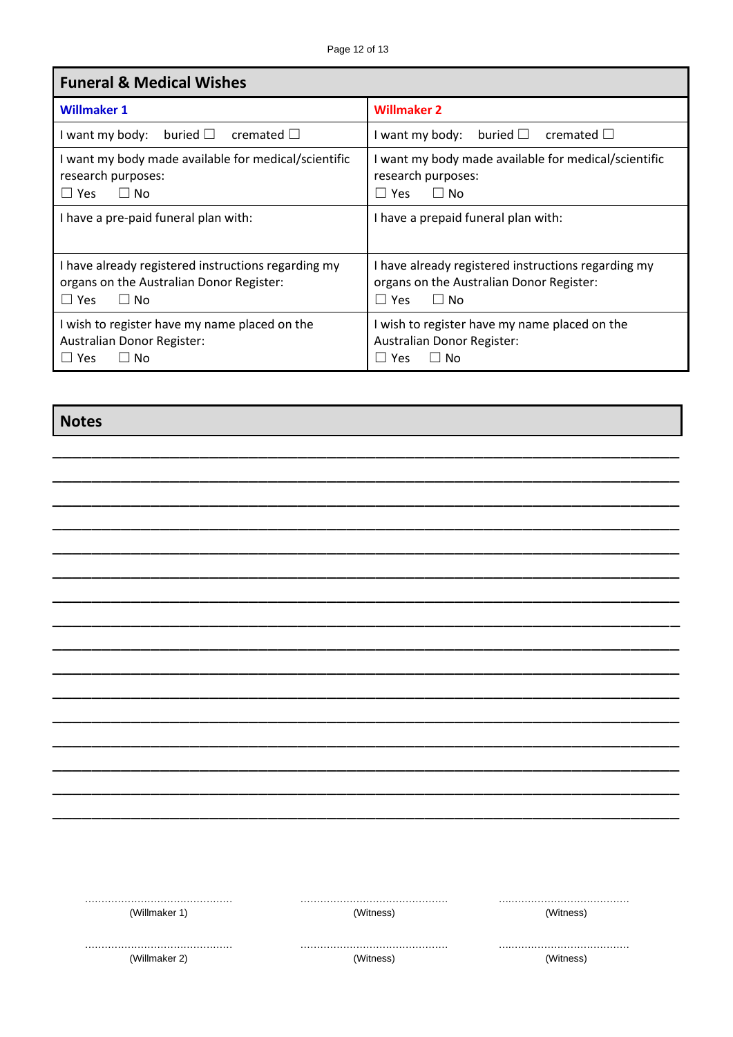## Funeral & Medical Wishes

| Willmaker 1 | Willmaker 2 |
|---|---|
| I want my body: buried ☐ cremated ☐ | I want my body: buried ☐ cremated ☐ |
| I want my body made available for medical/scientific research purposes: ☐ Yes ☐ No | I want my body made available for medical/scientific research purposes: ☐ Yes ☐ No |
| I have a pre-paid funeral plan with: | I have a prepaid funeral plan with: |
| I have already registered instructions regarding my organs on the Australian Donor Register: ☐ Yes ☐ No | I have already registered instructions regarding my organs on the Australian Donor Register: ☐ Yes ☐ No |
| I wish to register have my name placed on the Australian Donor Register: ☐ Yes ☐ No | I wish to register have my name placed on the Australian Donor Register: ☐ Yes ☐ No |

## Notes

______________________________________________________________________________

______________________________________________________________________________

______________________________________________________________________________

______________________________________________________________________________

______________________________________________________________________________

______________________________________________________________________________

______________________________________________________________________________

______________________________________________________________________________

______________________________________________________________________________

______________________________________________________________________________

______________________________________________________________________________

______________________________________________________________________________

______________________________________________________________________________

______________________________________________________________________________

______________________________________________________________________________

______________________________________________________________________________

| ............................................ | ............................................ | ........................................ |
|---|---|---|
| (Willmaker 1) | (Witness) | (Witness) |
| ............................................ | ............................................ | ........................................ |
| (Willmaker 2) | (Witness) | (Witness) |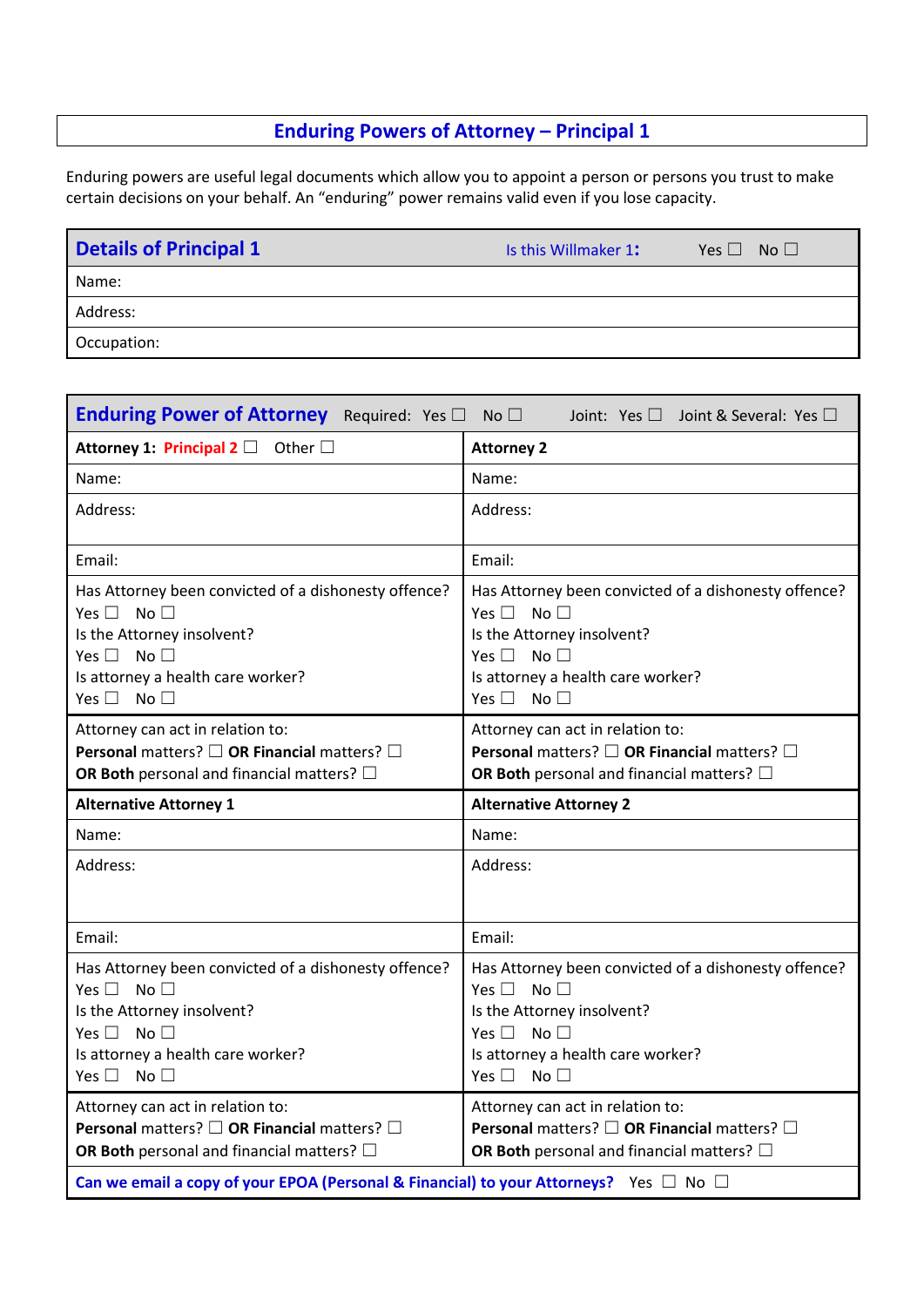## Enduring Powers of Attorney – Principal 1

Enduring powers are useful legal documents which allow you to appoint a person or persons you trust to make certain decisions on your behalf. An "enduring" power remains valid even if you lose capacity.

| **Details of Principal 1** | Is this Willmaker 1**:** Yes ☐ No ☐ |
|---|---|
| Name: | |
| Address: | |
| Occupation: | |

| **Enduring Power of Attorney** Required: Yes ☐ No ☐ | Joint: Yes ☐ Joint & Several: Yes ☐ |
|---|---|
| **Attorney 1: Principal 2** ☐ Other ☐ | **Attorney 2** |
| Name: | Name: |
| Address: | Address: |
| Email: | Email: |
| Has Attorney been convicted of a dishonesty offence?<br>Yes ☐ No ☐<br>Is the Attorney insolvent?<br>Yes ☐ No ☐<br>Is attorney a health care worker?<br>Yes ☐ No ☐ | Has Attorney been convicted of a dishonesty offence?<br>Yes ☐ No ☐<br>Is the Attorney insolvent?<br>Yes ☐ No ☐<br>Is attorney a health care worker?<br>Yes ☐ No ☐ |
| Attorney can act in relation to:<br>**Personal** matters? ☐ **OR Financial** matters? ☐<br>**OR Both** personal and financial matters? ☐ | Attorney can act in relation to:<br>**Personal** matters? ☐ **OR Financial** matters? ☐<br>**OR Both** personal and financial matters? ☐ |
| **Alternative Attorney 1** | **Alternative Attorney 2** |
| Name: | Name: |
| Address: | Address: |
| Email: | Email: |
| Has Attorney been convicted of a dishonesty offence?<br>Yes ☐ No ☐<br>Is the Attorney insolvent?<br>Yes ☐ No ☐<br>Is attorney a health care worker?<br>Yes ☐ No ☐ | Has Attorney been convicted of a dishonesty offence?<br>Yes ☐ No ☐<br>Is the Attorney insolvent?<br>Yes ☐ No ☐<br>Is attorney a health care worker?<br>Yes ☐ No ☐ |
| Attorney can act in relation to:<br>**Personal** matters? ☐ **OR Financial** matters? ☐<br>**OR Both** personal and financial matters? ☐ | Attorney can act in relation to:<br>**Personal** matters? ☐ **OR Financial** matters? ☐<br>**OR Both** personal and financial matters? ☐ |
| **Can we email a copy of your EPOA (Personal & Financial) to your Attorneys?** Yes ☐ No ☐ | |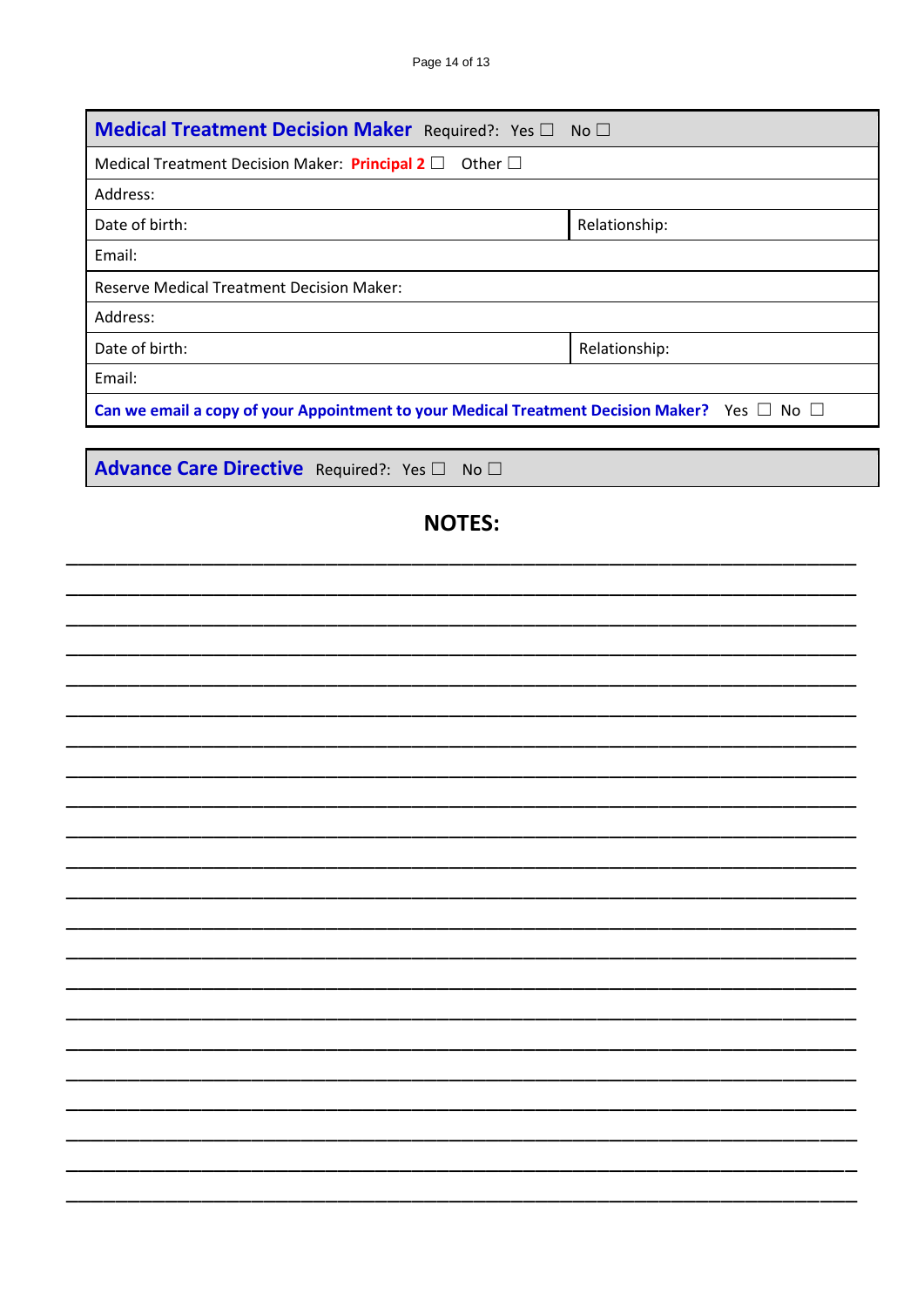| **Medical Treatment Decision Maker** Required?: Yes ☐ No ☐ | |
|---|---|
| Medical Treatment Decision Maker: **Principal 2** ☐ Other ☐ | |
| Address: | |
| Date of birth: | Relationship: |
| Email: | |
| Reserve Medical Treatment Decision Maker: | |
| Address: | |
| Date of birth: | Relationship: |
| Email: | |
| **Can we email a copy of your Appointment to your Medical Treatment Decision Maker?** Yes ☐ No ☐ | |

| **Advance Care Directive** Required?: Yes ☐ No ☐ |
|---|

## NOTES:

______________________________________________________________________________

______________________________________________________________________________

______________________________________________________________________________

______________________________________________________________________________

______________________________________________________________________________

______________________________________________________________________________

______________________________________________________________________________

______________________________________________________________________________

______________________________________________________________________________

______________________________________________________________________________

______________________________________________________________________________

______________________________________________________________________________

______________________________________________________________________________

______________________________________________________________________________

______________________________________________________________________________

______________________________________________________________________________

______________________________________________________________________________

______________________________________________________________________________

______________________________________________________________________________

______________________________________________________________________________

______________________________________________________________________________

______________________________________________________________________________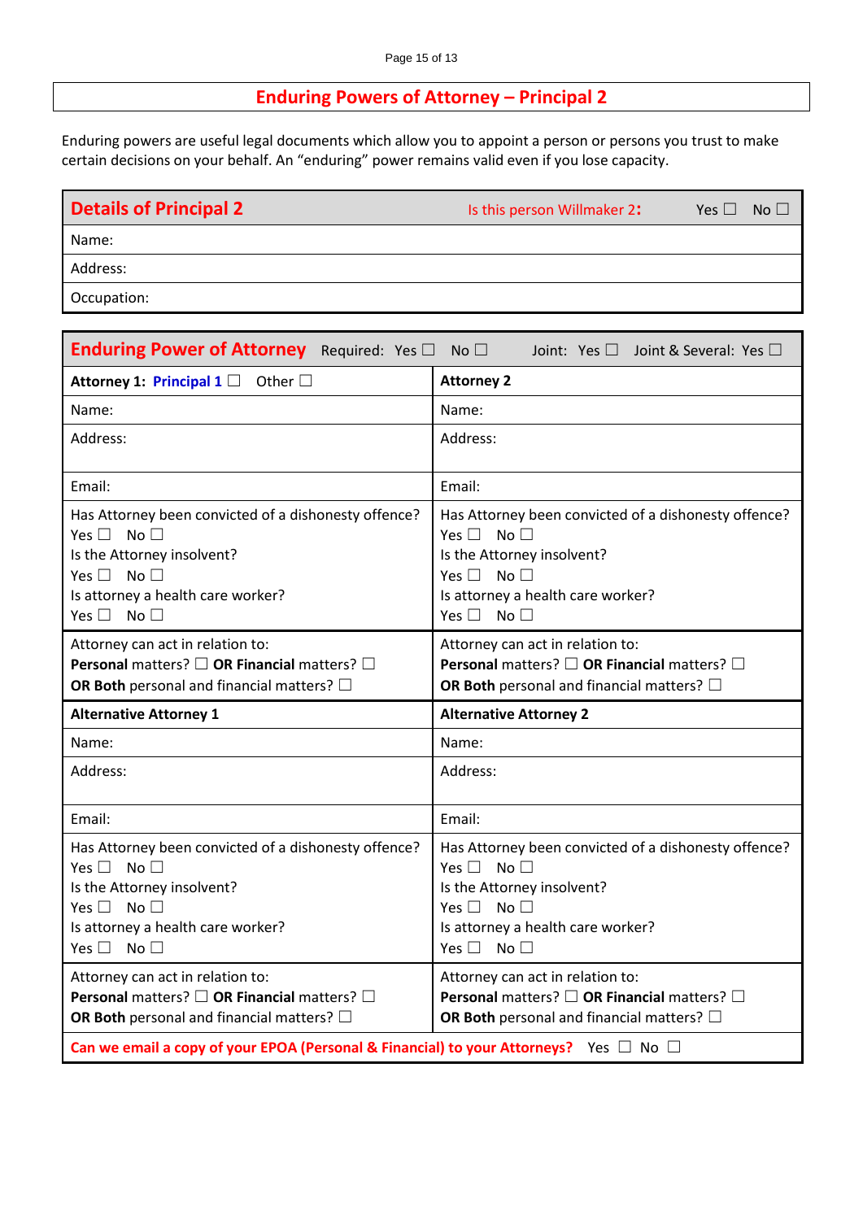## Enduring Powers of Attorney – Principal 2

Enduring powers are useful legal documents which allow you to appoint a person or persons you trust to make certain decisions on your behalf. An "enduring" power remains valid even if you lose capacity.

| **Details of Principal 2** | Is this person Willmaker 2**:** Yes ☐ No ☐ |
|---|---|
| Name: | |
| Address: | |
| Occupation: | |

| **Enduring Power of Attorney** Required: Yes ☐ No ☐ | Joint: Yes ☐ Joint & Several: Yes ☐ |
|---|---|
| **Attorney 1: Principal 1** ☐ Other ☐ | **Attorney 2** |
| Name: | Name: |
| Address: | Address: |
| Email: | Email: |
| Has Attorney been convicted of a dishonesty offence? Yes ☐ No ☐<br>Is the Attorney insolvent? Yes ☐ No ☐<br>Is attorney a health care worker? Yes ☐ No ☐ | Has Attorney been convicted of a dishonesty offence? Yes ☐ No ☐<br>Is the Attorney insolvent? Yes ☐ No ☐<br>Is attorney a health care worker? Yes ☐ No ☐ |
| Attorney can act in relation to:<br>**Personal** matters? ☐ **OR Financial** matters? ☐<br>**OR Both** personal and financial matters? ☐ | Attorney can act in relation to:<br>**Personal** matters? ☐ **OR Financial** matters? ☐<br>**OR Both** personal and financial matters? ☐ |
| **Alternative Attorney 1** | **Alternative Attorney 2** |
| Name: | Name: |
| Address: | Address: |
| Email: | Email: |
| Has Attorney been convicted of a dishonesty offence? Yes ☐ No ☐<br>Is the Attorney insolvent? Yes ☐ No ☐<br>Is attorney a health care worker? Yes ☐ No ☐ | Has Attorney been convicted of a dishonesty offence? Yes ☐ No ☐<br>Is the Attorney insolvent? Yes ☐ No ☐<br>Is attorney a health care worker? Yes ☐ No ☐ |
| Attorney can act in relation to:<br>**Personal** matters? ☐ **OR Financial** matters? ☐<br>**OR Both** personal and financial matters? ☐ | Attorney can act in relation to:<br>**Personal** matters? ☐ **OR Financial** matters? ☐<br>**OR Both** personal and financial matters? ☐ |
| **Can we email a copy of your EPOA (Personal & Financial) to your Attorneys?** Yes ☐ No ☐ | |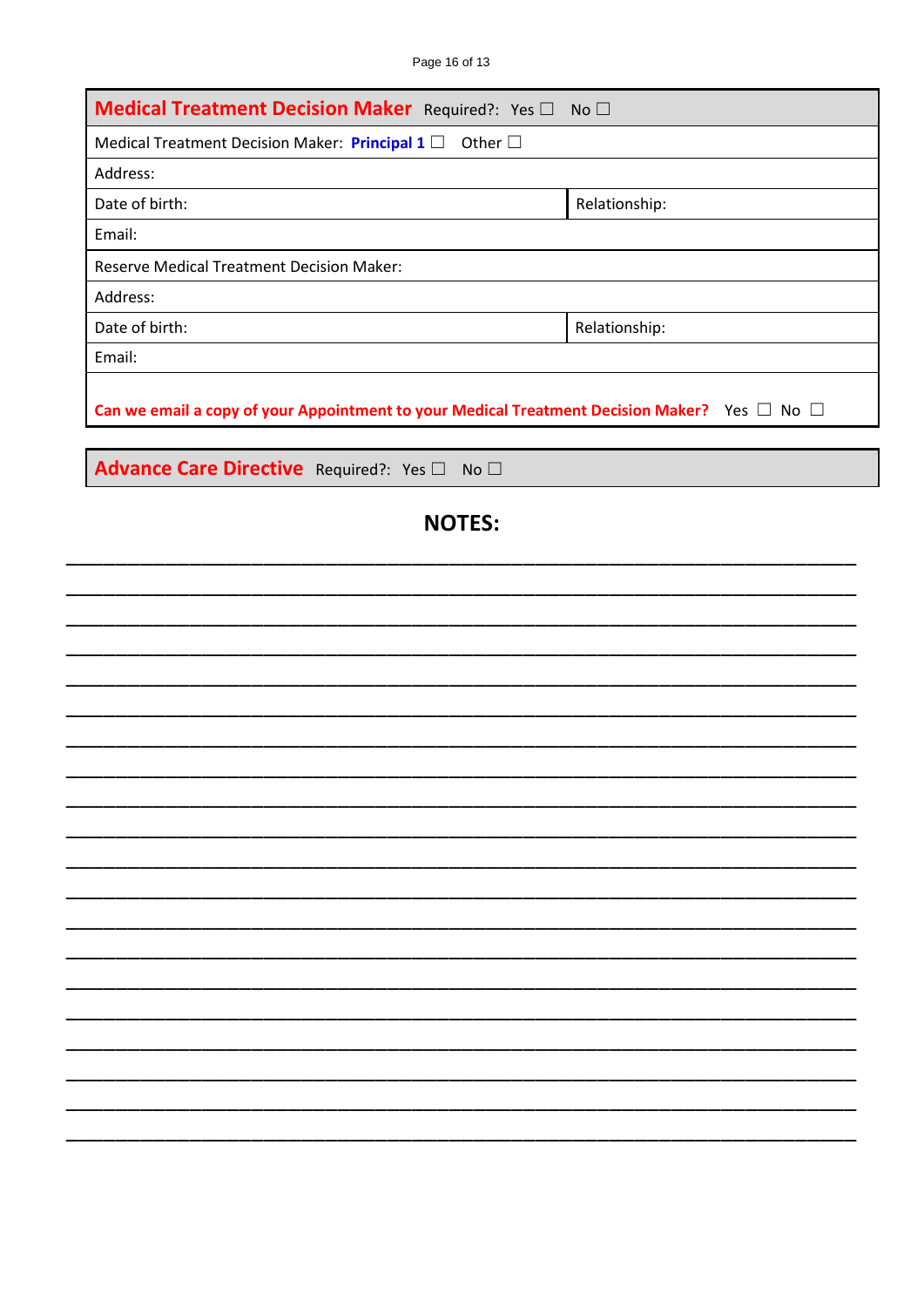| **Medical Treatment Decision Maker** Required?: Yes ☐ No ☐ | |
|---|---|
| Medical Treatment Decision Maker: **Principal 1** ☐ Other ☐ | |
| Address: | |
| Date of birth: | Relationship: |
| Email: | |
| Reserve Medical Treatment Decision Maker: | |
| Address: | |
| Date of birth: | Relationship: |
| Email: | |
| **Can we email a copy of your Appointment to your Medical Treatment Decision Maker?** Yes ☐ No ☐ | |

| **Advance Care Directive** Required?: Yes ☐ No ☐ |
|---|

## NOTES:

______________________________________________________________________________

______________________________________________________________________________

______________________________________________________________________________

______________________________________________________________________________

______________________________________________________________________________

______________________________________________________________________________

______________________________________________________________________________

______________________________________________________________________________

______________________________________________________________________________

______________________________________________________________________________

______________________________________________________________________________

______________________________________________________________________________

______________________________________________________________________________

______________________________________________________________________________

______________________________________________________________________________

______________________________________________________________________________

______________________________________________________________________________

______________________________________________________________________________

______________________________________________________________________________

______________________________________________________________________________